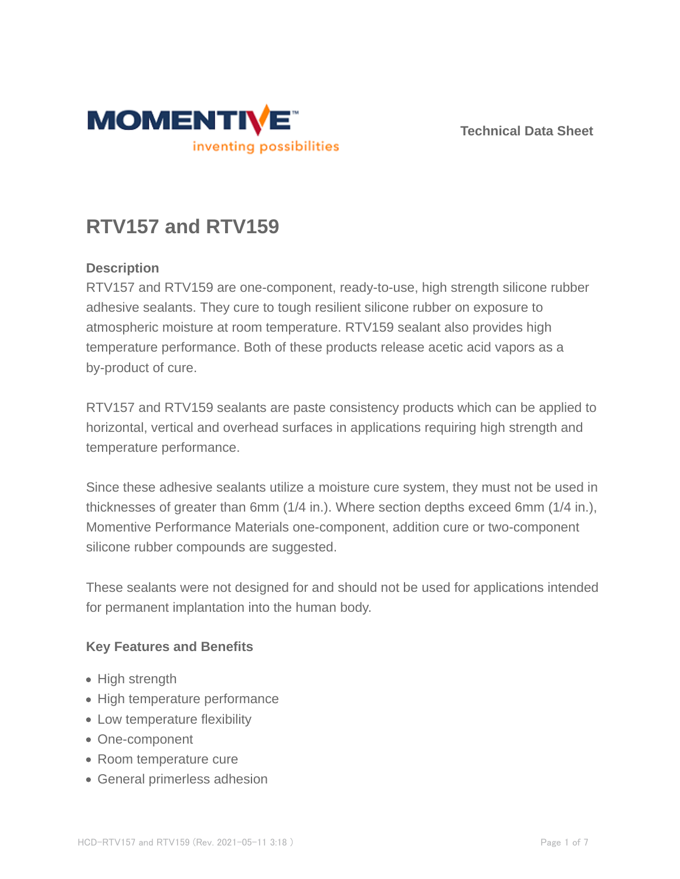Technical Data Sheet

# RTV157 and RTV159

### Description

RTV157 and RTV159 are one-component, ready-to-use, high strength silicone rubber adhesive sealants. They cure to tough resilient silicone rubber on exposure to atmospheric moisture at room temperature. RTV159 sealant also provides high temperature performance. Both of these products release acetic acid vapors as a by-product of cure.

RTV157 and RTV159 sealants are paste consistency products which can be applied to horizontal, vertical and overhead surfaces in applications requiring high strength and temperature performance.

Since these adhesive sealants utilize a moisture cure system, they must not be used in thicknesses of greater than 6mm (1/4 in.). Where section depths exceed 6mm (1/4 in.), Momentive Performance Materials one-component, addition cure or two-component silicone rubber compounds are suggested.

These sealants were not designed for and should not be used for applications intended for permanent implantation into the human body.

### Key Features and Benefits

- High strength
- High temperature performance
- Low temperature flexibility
- One-component
- Room temperature cure
- General primerless adhesion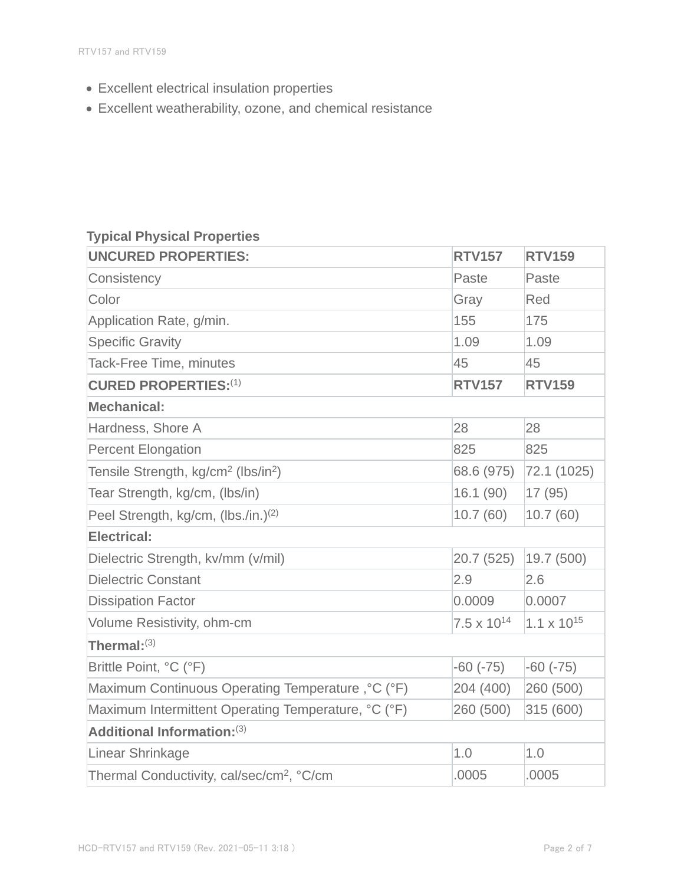- Excellent electrical insulation properties
- Excellent weatherability, ozone, and chemical resistance

**Typical Physical Properties**

| UNCURED PROPERTIES: | RTV157 | RTV159 |
| --- | --- | --- |
| Consistency | Paste | Paste |
| Color | Gray | Red |
| Application Rate, g/min. | 155 | 175 |
| Specific Gravity | 1.09 | 1.09 |
| Tack-Free Time, minutes | 45 | 45 |
| **CURED PROPERTIES:**(1) | **RTV157** | **RTV159** |
| **Mechanical:** | | |
| Hardness, Shore A | 28 | 28 |
| Percent Elongation | 825 | 825 |
| Tensile Strength, kg/cm$^2$ (lbs/in$^2$) | 68.6 (975) | 72.1 (1025) |
| Tear Strength, kg/cm, (lbs/in) | 16.1 (90) | 17 (95) |
| Peel Strength, kg/cm, (lbs./in.)(2) | 10.7 (60) | 10.7 (60) |
| **Electrical:** | | |
| Dielectric Strength, kv/mm (v/mil) | 20.7 (525) | 19.7 (500) |
| Dielectric Constant | 2.9 | 2.6 |
| Dissipation Factor | 0.0009 | 0.0007 |
| Volume Resistivity, ohm-cm | $7.5 \times 10^{14}$ | $1.1 \times 10^{15}$ |
| **Thermal:**(3) | | |
| Brittle Point, °C (°F) | -60 (-75) | -60 (-75) |
| Maximum Continuous Operating Temperature ,°C (°F) | 204 (400) | 260 (500) |
| Maximum Intermittent Operating Temperature, °C (°F) | 260 (500) | 315 (600) |
| **Additional Information:**(3) | | |
| Linear Shrinkage | 1.0 | 1.0 |
| Thermal Conductivity, cal/sec/cm$^2$, °C/cm | .0005 | .0005 |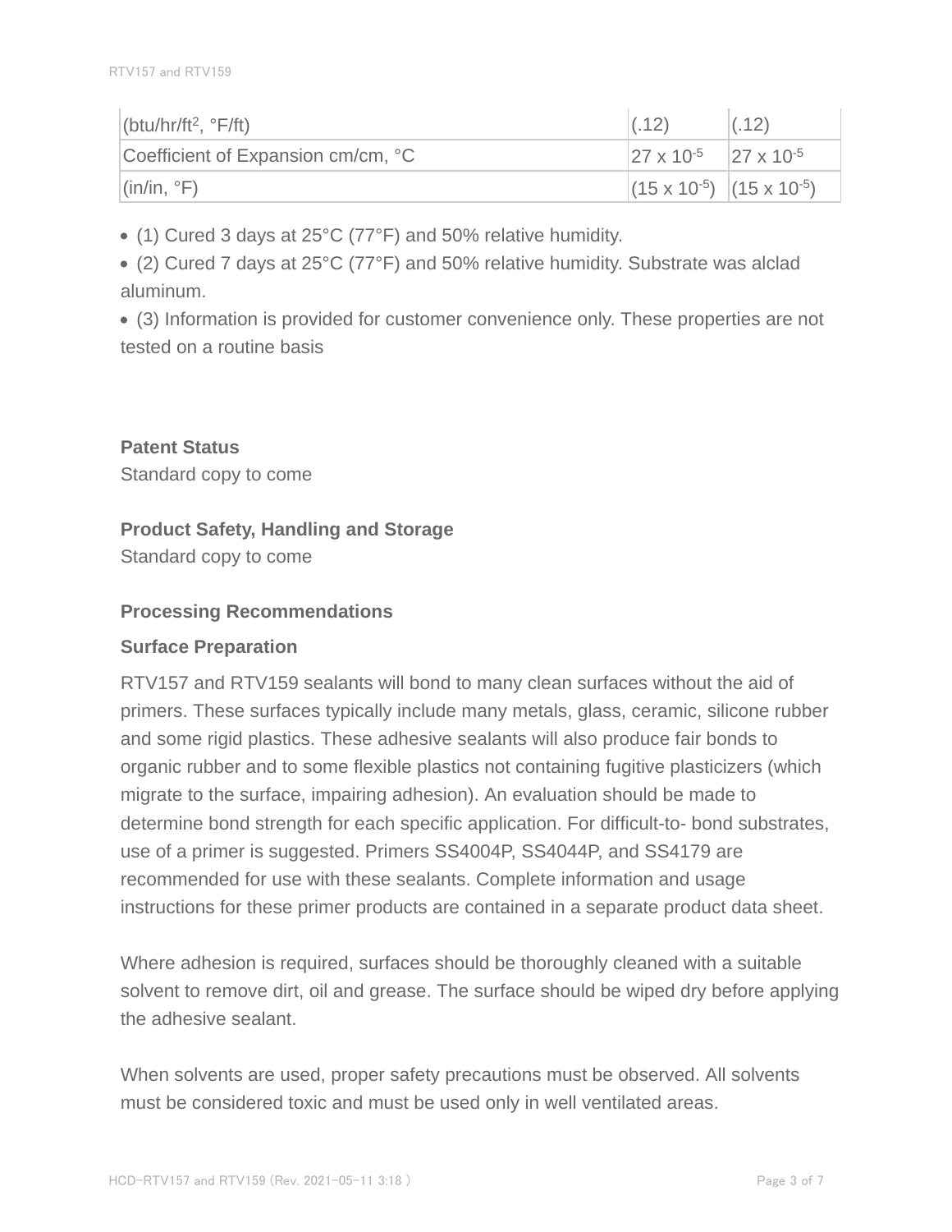| | | |
|---|---|---|
| (btu/hr/ft$^2$, °F/ft) | (.12) | (.12) |
| Coefficient of Expansion cm/cm, °C | $27 \times 10^{-5}$ | $27 \times 10^{-5}$ |
| (in/in, °F) | ($15 \times 10^{-5}$) | ($15 \times 10^{-5}$) |

- (1) Cured 3 days at 25°C (77°F) and 50% relative humidity.
- (2) Cured 7 days at 25°C (77°F) and 50% relative humidity. Substrate was alclad aluminum.
- (3) Information is provided for customer convenience only. These properties are not tested on a routine basis

**Patent Status**

Standard copy to come

**Product Safety, Handling and Storage**

Standard copy to come

**Processing Recommendations**

**Surface Preparation**

RTV157 and RTV159 sealants will bond to many clean surfaces without the aid of primers. These surfaces typically include many metals, glass, ceramic, silicone rubber and some rigid plastics. These adhesive sealants will also produce fair bonds to organic rubber and to some flexible plastics not containing fugitive plasticizers (which migrate to the surface, impairing adhesion). An evaluation should be made to determine bond strength for each specific application. For difficult-to- bond substrates, use of a primer is suggested. Primers SS4004P, SS4044P, and SS4179 are recommended for use with these sealants. Complete information and usage instructions for these primer products are contained in a separate product data sheet.

Where adhesion is required, surfaces should be thoroughly cleaned with a suitable solvent to remove dirt, oil and grease. The surface should be wiped dry before applying the adhesive sealant.

When solvents are used, proper safety precautions must be observed. All solvents must be considered toxic and must be used only in well ventilated areas.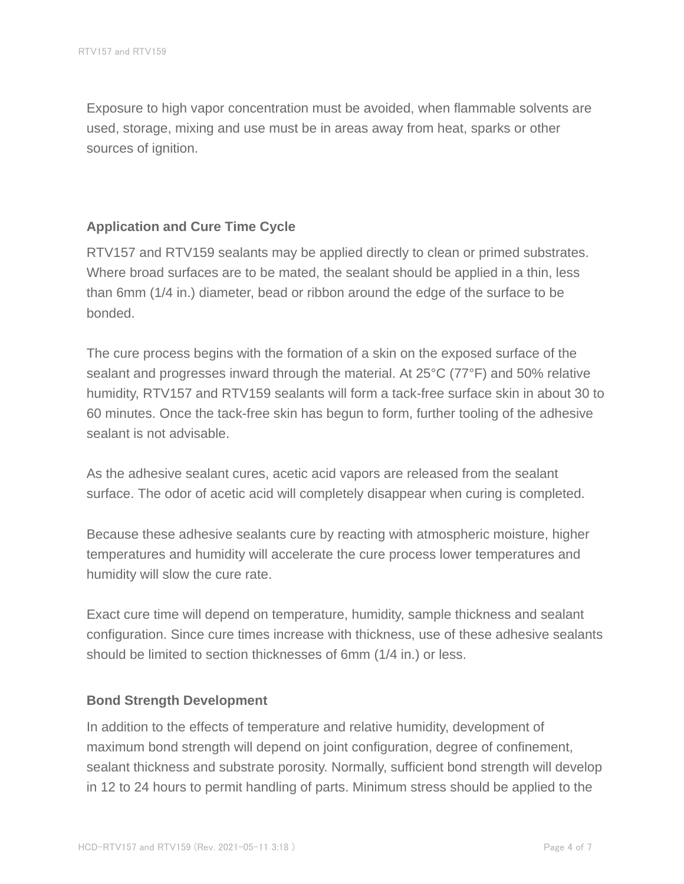Exposure to high vapor concentration must be avoided, when flammable solvents are used, storage, mixing and use must be in areas away from heat, sparks or other sources of ignition.

### Application and Cure Time Cycle

RTV157 and RTV159 sealants may be applied directly to clean or primed substrates. Where broad surfaces are to be mated, the sealant should be applied in a thin, less than 6mm (1/4 in.) diameter, bead or ribbon around the edge of the surface to be bonded.

The cure process begins with the formation of a skin on the exposed surface of the sealant and progresses inward through the material. At 25°C (77°F) and 50% relative humidity, RTV157 and RTV159 sealants will form a tack-free surface skin in about 30 to 60 minutes. Once the tack-free skin has begun to form, further tooling of the adhesive sealant is not advisable.

As the adhesive sealant cures, acetic acid vapors are released from the sealant surface. The odor of acetic acid will completely disappear when curing is completed.

Because these adhesive sealants cure by reacting with atmospheric moisture, higher temperatures and humidity will accelerate the cure process lower temperatures and humidity will slow the cure rate.

Exact cure time will depend on temperature, humidity, sample thickness and sealant configuration. Since cure times increase with thickness, use of these adhesive sealants should be limited to section thicknesses of 6mm (1/4 in.) or less.

### Bond Strength Development

In addition to the effects of temperature and relative humidity, development of maximum bond strength will depend on joint configuration, degree of confinement, sealant thickness and substrate porosity. Normally, sufficient bond strength will develop in 12 to 24 hours to permit handling of parts. Minimum stress should be applied to the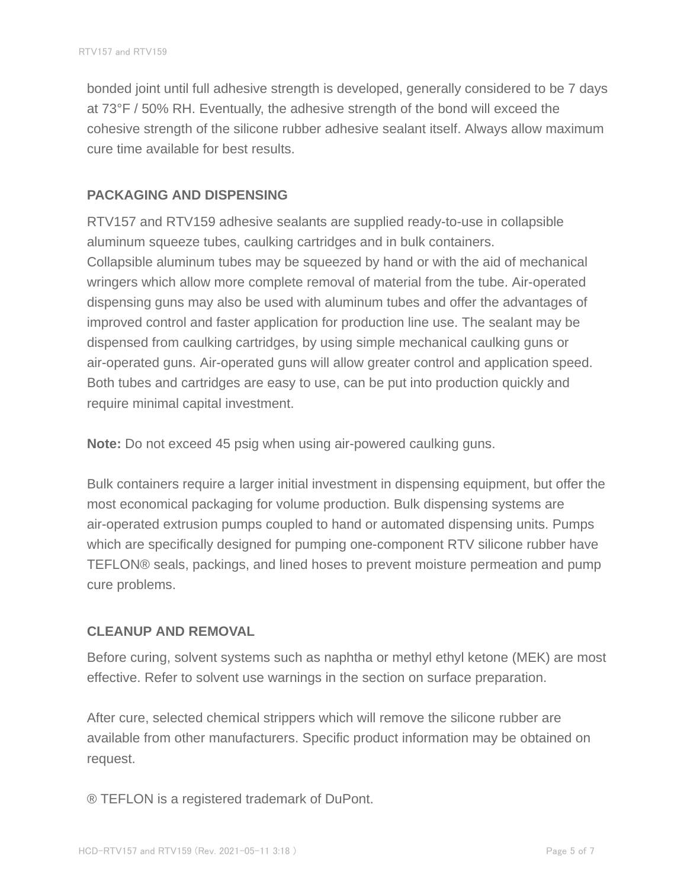bonded joint until full adhesive strength is developed, generally considered to be 7 days at 73°F / 50% RH. Eventually, the adhesive strength of the bond will exceed the cohesive strength of the silicone rubber adhesive sealant itself. Always allow maximum cure time available for best results.

## PACKAGING AND DISPENSING

RTV157 and RTV159 adhesive sealants are supplied ready-to-use in collapsible aluminum squeeze tubes, caulking cartridges and in bulk containers.
Collapsible aluminum tubes may be squeezed by hand or with the aid of mechanical wringers which allow more complete removal of material from the tube. Air-operated dispensing guns may also be used with aluminum tubes and offer the advantages of improved control and faster application for production line use. The sealant may be dispensed from caulking cartridges, by using simple mechanical caulking guns or air-operated guns. Air-operated guns will allow greater control and application speed. Both tubes and cartridges are easy to use, can be put into production quickly and require minimal capital investment.

**Note:** Do not exceed 45 psig when using air-powered caulking guns.

Bulk containers require a larger initial investment in dispensing equipment, but offer the most economical packaging for volume production. Bulk dispensing systems are air-operated extrusion pumps coupled to hand or automated dispensing units. Pumps which are specifically designed for pumping one-component RTV silicone rubber have TEFLON® seals, packings, and lined hoses to prevent moisture permeation and pump cure problems.

## CLEANUP AND REMOVAL

Before curing, solvent systems such as naphtha or methyl ethyl ketone (MEK) are most effective. Refer to solvent use warnings in the section on surface preparation.

After cure, selected chemical strippers which will remove the silicone rubber are available from other manufacturers. Specific product information may be obtained on request.

® TEFLON is a registered trademark of DuPont.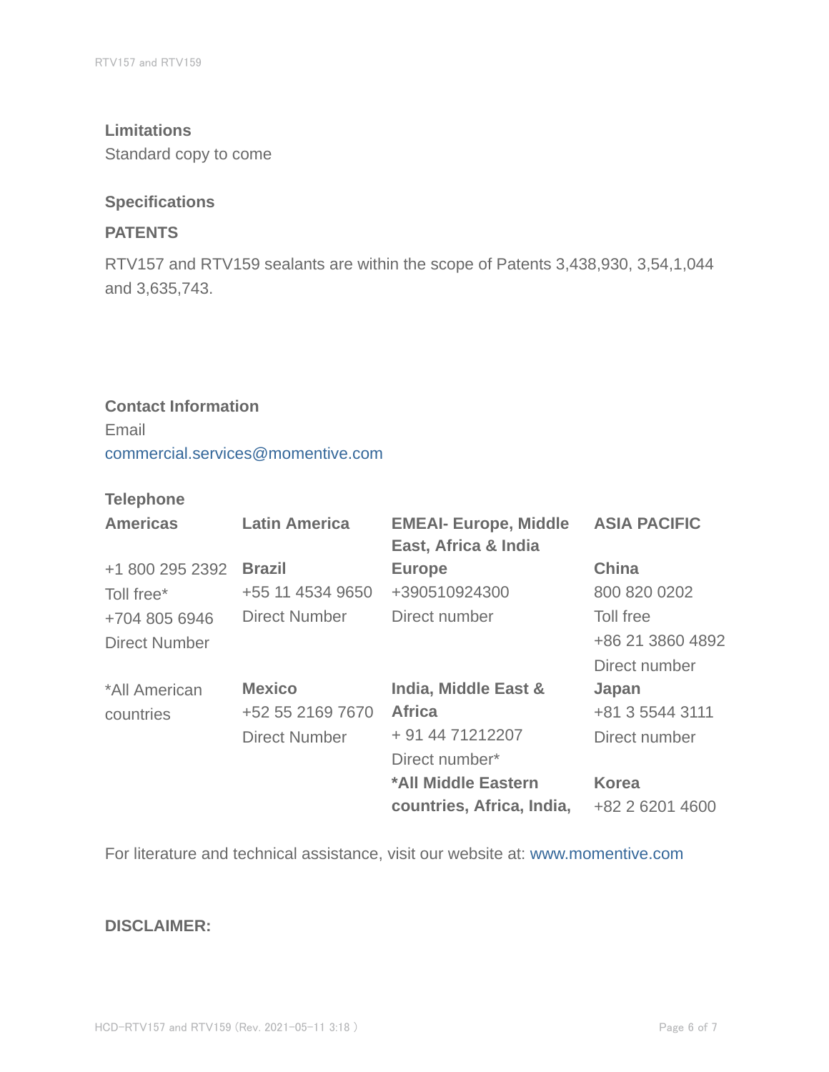### Limitations

Standard copy to come

### Specifications

#### PATENTS

RTV157 and RTV159 sealants are within the scope of Patents 3,438,930, 3,54,1,044 and 3,635,743.

### Contact Information

Email

commercial.services@momentive.com

### Telephone

| Americas | Latin America | EMEAI- Europe, Middle East, Africa & India | ASIA PACIFIC |
|---|---|---|---|
| +1 800 295 2392<br>Toll free*<br>+704 805 6946<br>Direct Number | **Brazil**<br>+55 11 4534 9650<br>Direct Number | **Europe**<br>+390510924300<br>Direct number | **China**<br>800 820 0202<br>Toll free<br>+86 21 3860 4892<br>Direct number |
| *All American countries | **Mexico**<br>+52 55 2169 7670<br>Direct Number | **India, Middle East & Africa**<br>+ 91 44 71212207<br>Direct number*<br>**\*All Middle Eastern countries, Africa, India,** | **Japan**<br>+81 3 5544 3111<br>Direct number<br>**Korea**<br>+82 2 6201 4600 |

For literature and technical assistance, visit our website at: www.momentive.com

### DISCLAIMER: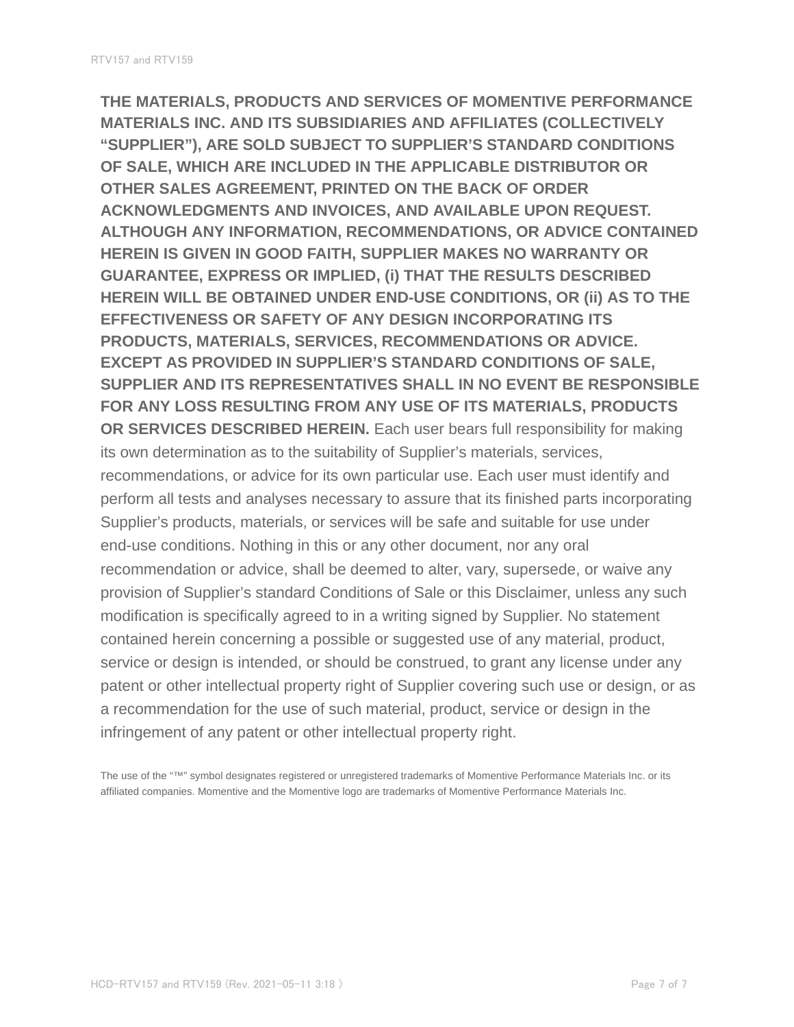**THE MATERIALS, PRODUCTS AND SERVICES OF MOMENTIVE PERFORMANCE MATERIALS INC. AND ITS SUBSIDIARIES AND AFFILIATES (COLLECTIVELY "SUPPLIER"), ARE SOLD SUBJECT TO SUPPLIER'S STANDARD CONDITIONS OF SALE, WHICH ARE INCLUDED IN THE APPLICABLE DISTRIBUTOR OR OTHER SALES AGREEMENT, PRINTED ON THE BACK OF ORDER ACKNOWLEDGMENTS AND INVOICES, AND AVAILABLE UPON REQUEST. ALTHOUGH ANY INFORMATION, RECOMMENDATIONS, OR ADVICE CONTAINED HEREIN IS GIVEN IN GOOD FAITH, SUPPLIER MAKES NO WARRANTY OR GUARANTEE, EXPRESS OR IMPLIED, (i) THAT THE RESULTS DESCRIBED HEREIN WILL BE OBTAINED UNDER END-USE CONDITIONS, OR (ii) AS TO THE EFFECTIVENESS OR SAFETY OF ANY DESIGN INCORPORATING ITS PRODUCTS, MATERIALS, SERVICES, RECOMMENDATIONS OR ADVICE. EXCEPT AS PROVIDED IN SUPPLIER'S STANDARD CONDITIONS OF SALE, SUPPLIER AND ITS REPRESENTATIVES SHALL IN NO EVENT BE RESPONSIBLE FOR ANY LOSS RESULTING FROM ANY USE OF ITS MATERIALS, PRODUCTS OR SERVICES DESCRIBED HEREIN.** Each user bears full responsibility for making its own determination as to the suitability of Supplier's materials, services, recommendations, or advice for its own particular use. Each user must identify and perform all tests and analyses necessary to assure that its finished parts incorporating Supplier's products, materials, or services will be safe and suitable for use under end-use conditions. Nothing in this or any other document, nor any oral recommendation or advice, shall be deemed to alter, vary, supersede, or waive any provision of Supplier's standard Conditions of Sale or this Disclaimer, unless any such modification is specifically agreed to in a writing signed by Supplier. No statement contained herein concerning a possible or suggested use of any material, product, service or design is intended, or should be construed, to grant any license under any patent or other intellectual property right of Supplier covering such use or design, or as a recommendation for the use of such material, product, service or design in the infringement of any patent or other intellectual property right.

The use of the "™" symbol designates registered or unregistered trademarks of Momentive Performance Materials Inc. or its affiliated companies. Momentive and the Momentive logo are trademarks of Momentive Performance Materials Inc.